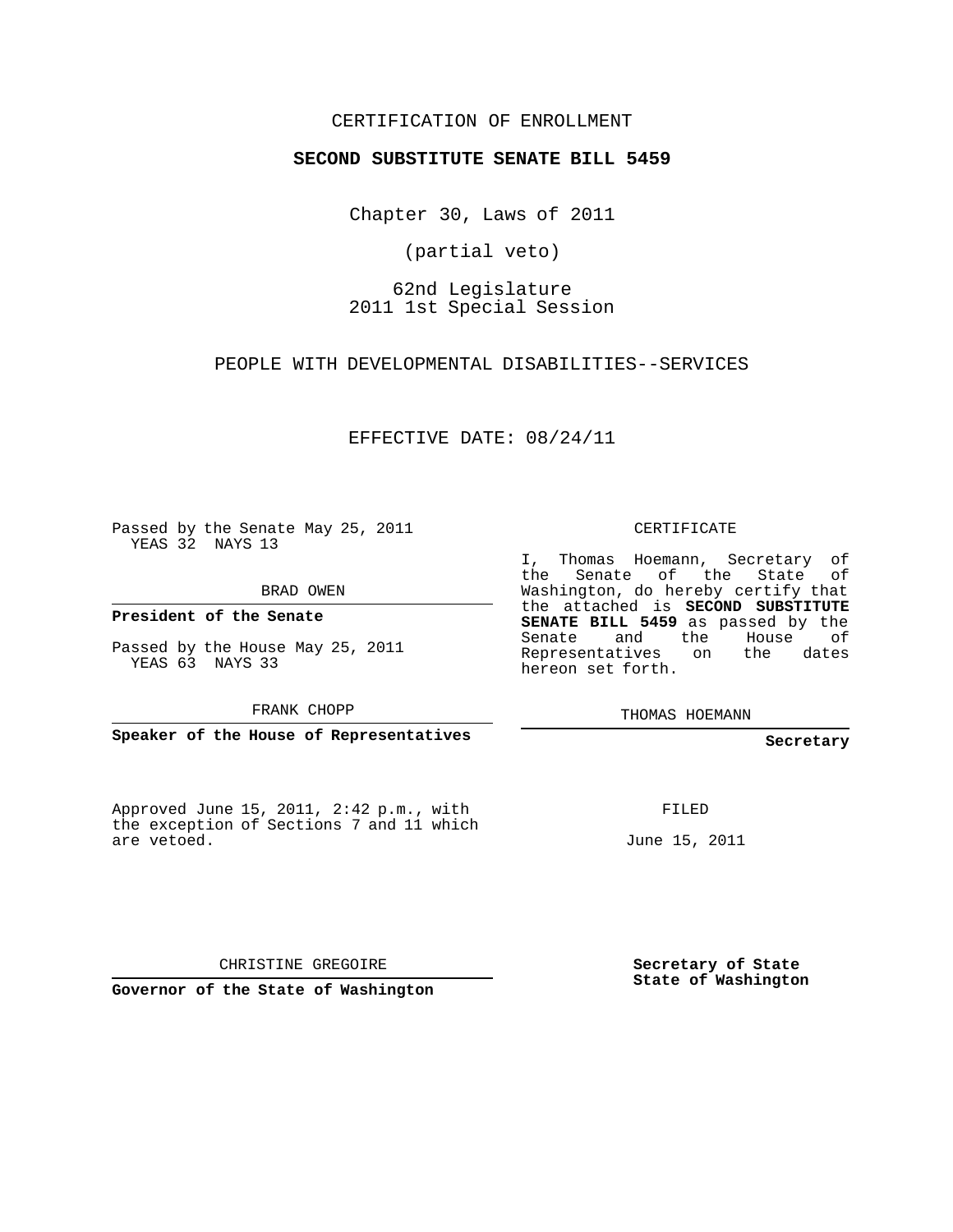CERTIFICATION OF ENROLLMENT

**SECOND SUBSTITUTE SENATE BILL 5459**

Chapter 30, Laws of 2011

(partial veto)

62nd Legislature
2011 1st Special Session

PEOPLE WITH DEVELOPMENTAL DISABILITIES--SERVICES

EFFECTIVE DATE: 08/24/11

Passed by the Senate May 25, 2011
YEAS 32 NAYS 13

BRAD OWEN

**President of the Senate**

Passed by the House May 25, 2011
YEAS 63 NAYS 33

FRANK CHOPP

**Speaker of the House of Representatives**

CERTIFICATE

I, Thomas Hoemann, Secretary of the Senate of the State of Washington, do hereby certify that the attached is **SECOND SUBSTITUTE SENATE BILL 5459** as passed by the Senate and the House of Representatives on the dates hereon set forth.

THOMAS HOEMANN

**Secretary**

Approved June 15, 2011, 2:42 p.m., with the exception of Sections 7 and 11 which are vetoed.

FILED

June 15, 2011

CHRISTINE GREGOIRE

**Governor of the State of Washington**

**Secretary of State State of Washington**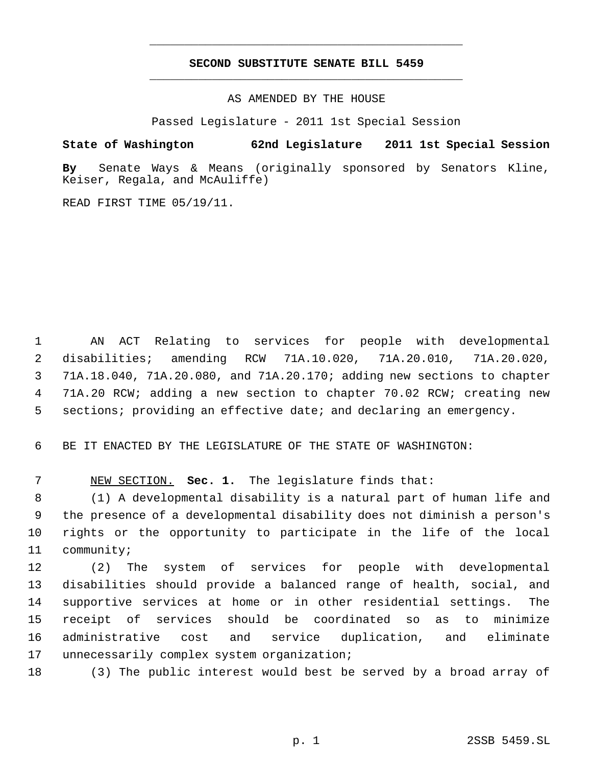# SECOND SUBSTITUTE SENATE BILL 5459

AS AMENDED BY THE HOUSE

Passed Legislature - 2011 1st Special Session

**State of Washington 62nd Legislature 2011 1st Special Session**

**By** Senate Ways & Means (originally sponsored by Senators Kline, Keiser, Regala, and McAuliffe)

READ FIRST TIME 05/19/11.

AN ACT Relating to services for people with developmental disabilities; amending RCW 71A.10.020, 71A.20.010, 71A.20.020, 71A.18.040, 71A.20.080, and 71A.20.170; adding new sections to chapter 71A.20 RCW; adding a new section to chapter 70.02 RCW; creating new sections; providing an effective date; and declaring an emergency.

BE IT ENACTED BY THE LEGISLATURE OF THE STATE OF WASHINGTON:

NEW SECTION. **Sec. 1.** The legislature finds that:

(1) A developmental disability is a natural part of human life and the presence of a developmental disability does not diminish a person's rights or the opportunity to participate in the life of the local community;

(2) The system of services for people with developmental disabilities should provide a balanced range of health, social, and supportive services at home or in other residential settings. The receipt of services should be coordinated so as to minimize administrative cost and service duplication, and eliminate unnecessarily complex system organization;

(3) The public interest would best be served by a broad array of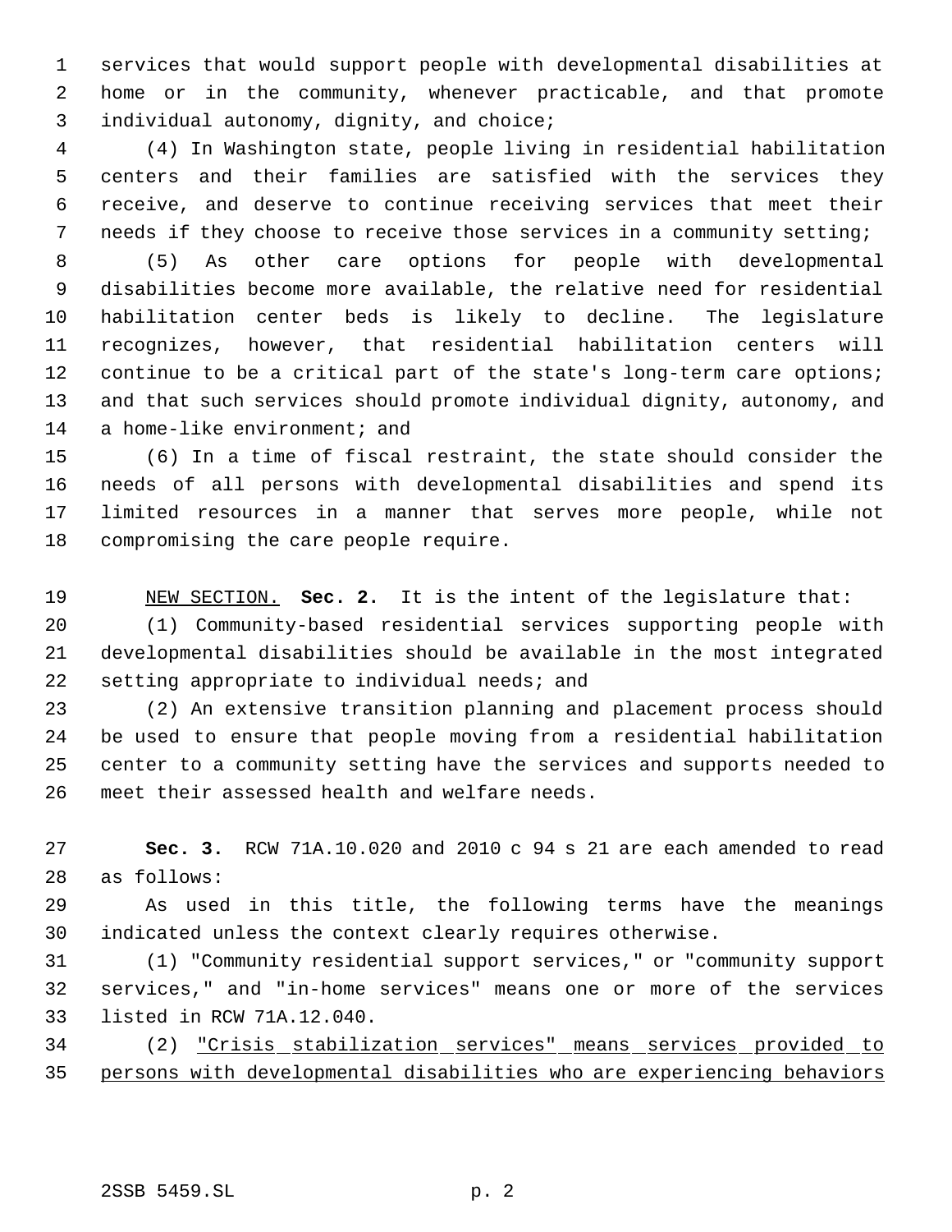services that would support people with developmental disabilities at home or in the community, whenever practicable, and that promote individual autonomy, dignity, and choice;

(4) In Washington state, people living in residential habilitation centers and their families are satisfied with the services they receive, and deserve to continue receiving services that meet their needs if they choose to receive those services in a community setting;

(5) As other care options for people with developmental disabilities become more available, the relative need for residential habilitation center beds is likely to decline. The legislature recognizes, however, that residential habilitation centers will continue to be a critical part of the state's long-term care options; and that such services should promote individual dignity, autonomy, and a home-like environment; and

(6) In a time of fiscal restraint, the state should consider the needs of all persons with developmental disabilities and spend its limited resources in a manner that serves more people, while not compromising the care people require.

NEW SECTION. **Sec. 2.** It is the intent of the legislature that:

(1) Community-based residential services supporting people with developmental disabilities should be available in the most integrated setting appropriate to individual needs; and

(2) An extensive transition planning and placement process should be used to ensure that people moving from a residential habilitation center to a community setting have the services and supports needed to meet their assessed health and welfare needs.

**Sec. 3.** RCW 71A.10.020 and 2010 c 94 s 21 are each amended to read as follows:

As used in this title, the following terms have the meanings indicated unless the context clearly requires otherwise.

(1) "Community residential support services," or "community support services," and "in-home services" means one or more of the services listed in RCW 71A.12.040.

(2) <u>"Crisis stabilization services" means services provided to persons with developmental disabilities who are experiencing behaviors</u>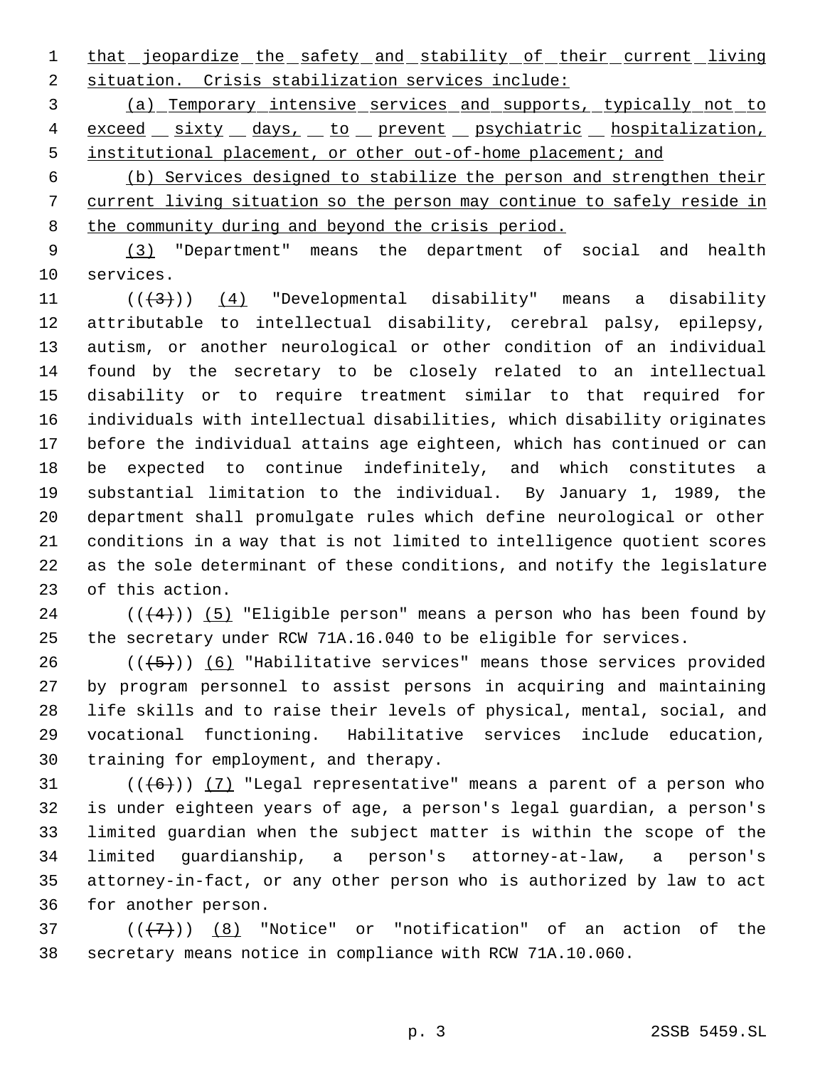that jeopardize the safety and stability of their current living situation. Crisis stabilization services include:

(a) Temporary intensive services and supports, typically not to exceed sixty days, to prevent psychiatric hospitalization, institutional placement, or other out-of-home placement; and

(b) Services designed to stabilize the person and strengthen their current living situation so the person may continue to safely reside in the community during and beyond the crisis period.

(3) "Department" means the department of social and health services.

((~~(3)~~)) (4) "Developmental disability" means a disability attributable to intellectual disability, cerebral palsy, epilepsy, autism, or another neurological or other condition of an individual found by the secretary to be closely related to an intellectual disability or to require treatment similar to that required for individuals with intellectual disabilities, which disability originates before the individual attains age eighteen, which has continued or can be expected to continue indefinitely, and which constitutes a substantial limitation to the individual. By January 1, 1989, the department shall promulgate rules which define neurological or other conditions in a way that is not limited to intelligence quotient scores as the sole determinant of these conditions, and notify the legislature of this action.

((~~(4)~~)) (5) "Eligible person" means a person who has been found by the secretary under RCW 71A.16.040 to be eligible for services.

((~~(5)~~)) (6) "Habilitative services" means those services provided by program personnel to assist persons in acquiring and maintaining life skills and to raise their levels of physical, mental, social, and vocational functioning. Habilitative services include education, training for employment, and therapy.

((~~(6)~~)) (7) "Legal representative" means a parent of a person who is under eighteen years of age, a person's legal guardian, a person's limited guardian when the subject matter is within the scope of the limited guardianship, a person's attorney-at-law, a person's attorney-in-fact, or any other person who is authorized by law to act for another person.

((~~(7)~~)) (8) "Notice" or "notification" of an action of the secretary means notice in compliance with RCW 71A.10.060.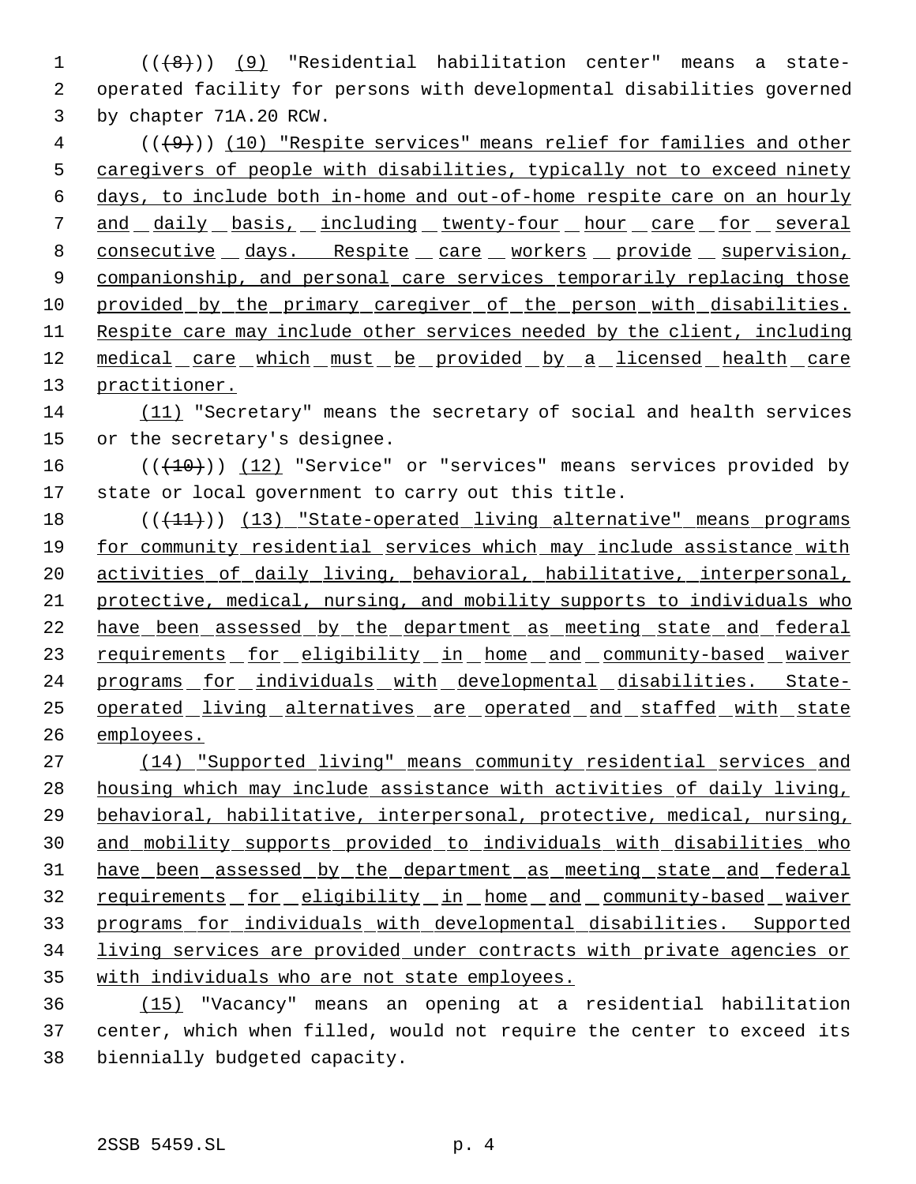(((8))) (9) "Residential habilitation center" means a state-operated facility for persons with developmental disabilities governed by chapter 71A.20 RCW.

(((9))) (10) "Respite services" means relief for families and other caregivers of people with disabilities, typically not to exceed ninety days, to include both in-home and out-of-home respite care on an hourly and daily basis, including twenty-four hour care for several consecutive days. Respite care workers provide supervision, companionship, and personal care services temporarily replacing those provided by the primary caregiver of the person with disabilities. Respite care may include other services needed by the client, including medical care which must be provided by a licensed health care practitioner.

(11) "Secretary" means the secretary of social and health services or the secretary's designee.

(((10))) (12) "Service" or "services" means services provided by state or local government to carry out this title.

(((11))) (13) "State-operated living alternative" means programs for community residential services which may include assistance with activities of daily living, behavioral, habilitative, interpersonal, protective, medical, nursing, and mobility supports to individuals who have been assessed by the department as meeting state and federal requirements for eligibility in home and community-based waiver programs for individuals with developmental disabilities. State-operated living alternatives are operated and staffed with state employees.

(14) "Supported living" means community residential services and housing which may include assistance with activities of daily living, behavioral, habilitative, interpersonal, protective, medical, nursing, and mobility supports provided to individuals with disabilities who have been assessed by the department as meeting state and federal requirements for eligibility in home and community-based waiver programs for individuals with developmental disabilities. Supported living services are provided under contracts with private agencies or with individuals who are not state employees.

(15) "Vacancy" means an opening at a residential habilitation center, which when filled, would not require the center to exceed its biennially budgeted capacity.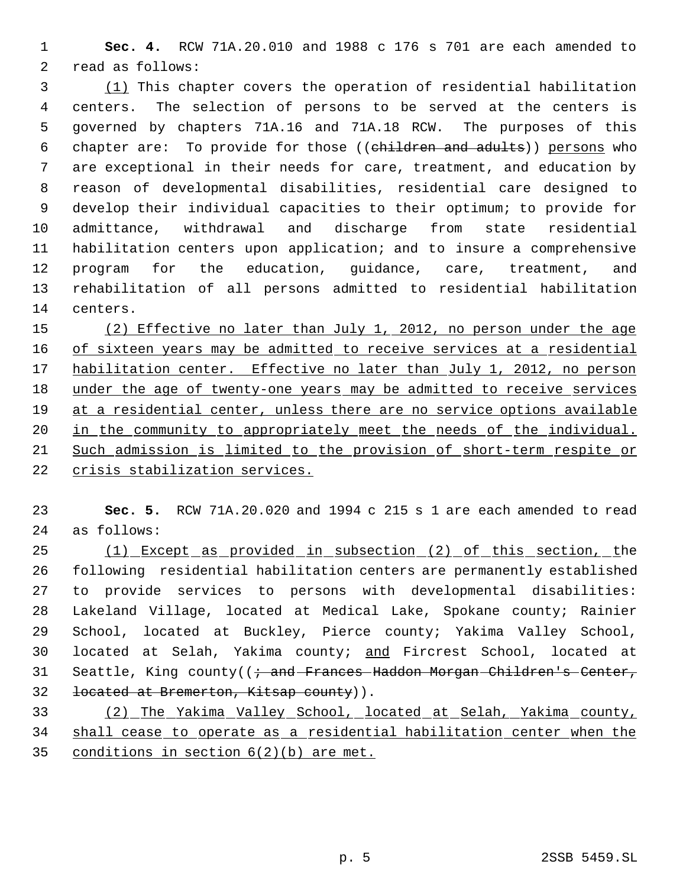**Sec. 4.** RCW 71A.20.010 and 1988 c 176 s 701 are each amended to read as follows:

(1) This chapter covers the operation of residential habilitation centers. The selection of persons to be served at the centers is governed by chapters 71A.16 and 71A.18 RCW. The purposes of this chapter are: To provide for those ((~~children and adults~~)) persons who are exceptional in their needs for care, treatment, and education by reason of developmental disabilities, residential care designed to develop their individual capacities to their optimum; to provide for admittance, withdrawal and discharge from state residential habilitation centers upon application; and to insure a comprehensive program for the education, guidance, care, treatment, and rehabilitation of all persons admitted to residential habilitation centers.

(2) Effective no later than July 1, 2012, no person under the age of sixteen years may be admitted to receive services at a residential habilitation center. Effective no later than July 1, 2012, no person under the age of twenty-one years may be admitted to receive services at a residential center, unless there are no service options available in the community to appropriately meet the needs of the individual. Such admission is limited to the provision of short-term respite or crisis stabilization services.

**Sec. 5.** RCW 71A.20.020 and 1994 c 215 s 1 are each amended to read as follows:

(1) Except as provided in subsection (2) of this section, the following residential habilitation centers are permanently established to provide services to persons with developmental disabilities: Lakeland Village, located at Medical Lake, Spokane county; Rainier School, located at Buckley, Pierce county; Yakima Valley School, located at Selah, Yakima county; and Fircrest School, located at Seattle, King county((~~; and Frances Haddon Morgan Children's Center, located at Bremerton, Kitsap county~~)).

(2) The Yakima Valley School, located at Selah, Yakima county, shall cease to operate as a residential habilitation center when the conditions in section 6(2)(b) are met.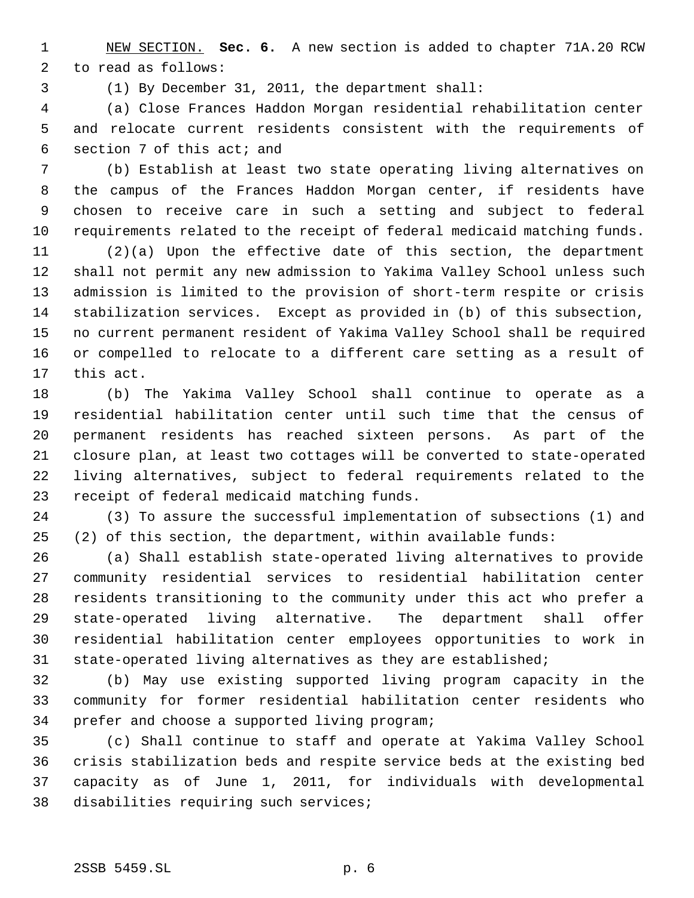NEW SECTION. **Sec. 6.** A new section is added to chapter 71A.20 RCW to read as follows:

(1) By December 31, 2011, the department shall:

(a) Close Frances Haddon Morgan residential rehabilitation center and relocate current residents consistent with the requirements of section 7 of this act; and

(b) Establish at least two state operating living alternatives on the campus of the Frances Haddon Morgan center, if residents have chosen to receive care in such a setting and subject to federal requirements related to the receipt of federal medicaid matching funds.

(2)(a) Upon the effective date of this section, the department shall not permit any new admission to Yakima Valley School unless such admission is limited to the provision of short-term respite or crisis stabilization services. Except as provided in (b) of this subsection, no current permanent resident of Yakima Valley School shall be required or compelled to relocate to a different care setting as a result of this act.

(b) The Yakima Valley School shall continue to operate as a residential habilitation center until such time that the census of permanent residents has reached sixteen persons. As part of the closure plan, at least two cottages will be converted to state-operated living alternatives, subject to federal requirements related to the receipt of federal medicaid matching funds.

(3) To assure the successful implementation of subsections (1) and (2) of this section, the department, within available funds:

(a) Shall establish state-operated living alternatives to provide community residential services to residential habilitation center residents transitioning to the community under this act who prefer a state-operated living alternative. The department shall offer residential habilitation center employees opportunities to work in state-operated living alternatives as they are established;

(b) May use existing supported living program capacity in the community for former residential habilitation center residents who prefer and choose a supported living program;

(c) Shall continue to staff and operate at Yakima Valley School crisis stabilization beds and respite service beds at the existing bed capacity as of June 1, 2011, for individuals with developmental disabilities requiring such services;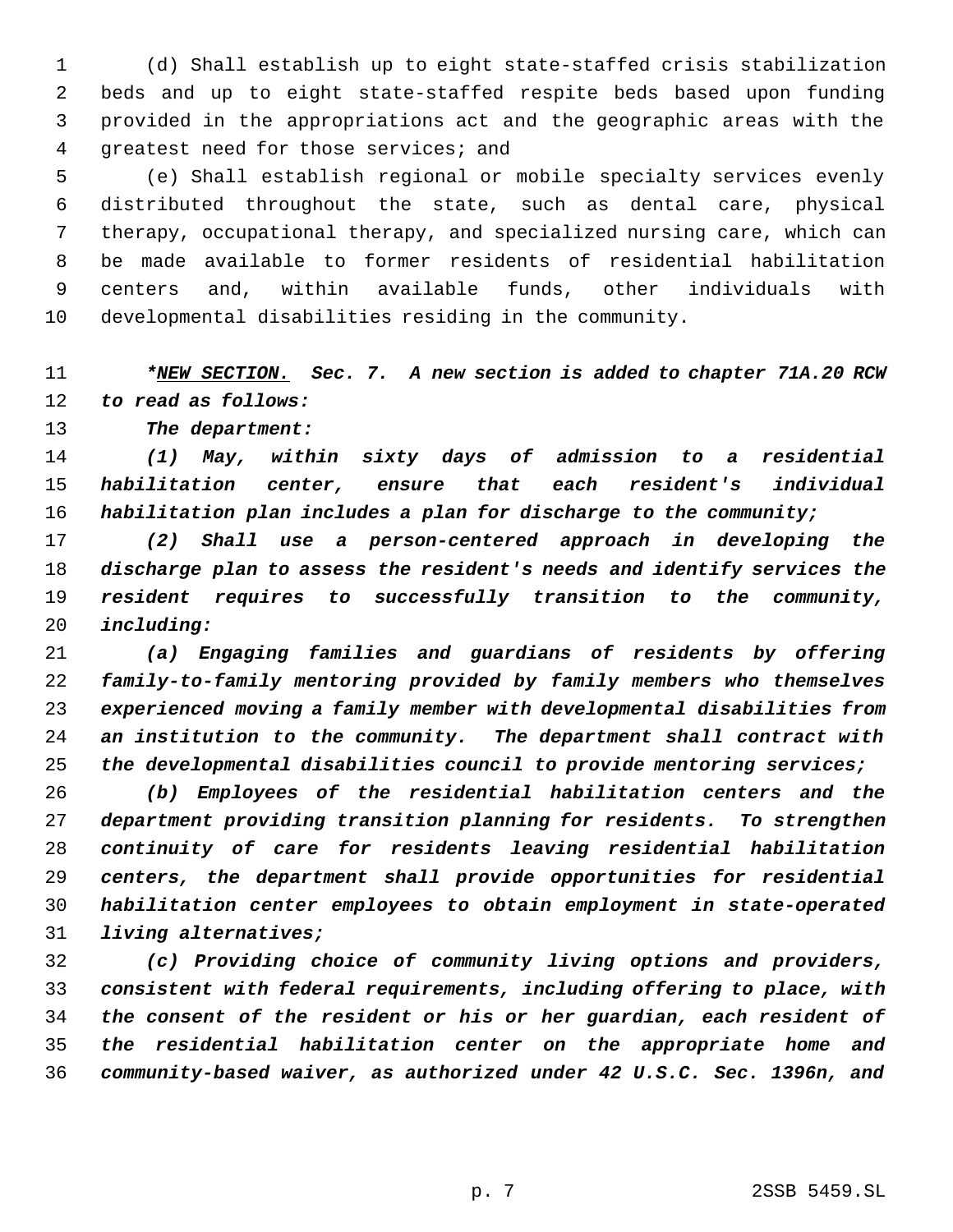(d) Shall establish up to eight state-staffed crisis stabilization beds and up to eight state-staffed respite beds based upon funding provided in the appropriations act and the geographic areas with the greatest need for those services; and

(e) Shall establish regional or mobile specialty services evenly distributed throughout the state, such as dental care, physical therapy, occupational therapy, and specialized nursing care, which can be made available to former residents of residential habilitation centers and, within available funds, other individuals with developmental disabilities residing in the community.

****NEW SECTION.** Sec. 7. A new section is added to chapter 71A.20 RCW to read as follows:*

*The department:*

*(1) May, within sixty days of admission to a residential habilitation center, ensure that each resident's individual habilitation plan includes a plan for discharge to the community;*

*(2) Shall use a person-centered approach in developing the discharge plan to assess the resident's needs and identify services the resident requires to successfully transition to the community, including:*

*(a) Engaging families and guardians of residents by offering family-to-family mentoring provided by family members who themselves experienced moving a family member with developmental disabilities from an institution to the community. The department shall contract with the developmental disabilities council to provide mentoring services;*

*(b) Employees of the residential habilitation centers and the department providing transition planning for residents. To strengthen continuity of care for residents leaving residential habilitation centers, the department shall provide opportunities for residential habilitation center employees to obtain employment in state-operated living alternatives;*

*(c) Providing choice of community living options and providers, consistent with federal requirements, including offering to place, with the consent of the resident or his or her guardian, each resident of the residential habilitation center on the appropriate home and community-based waiver, as authorized under 42 U.S.C. Sec. 1396n, and*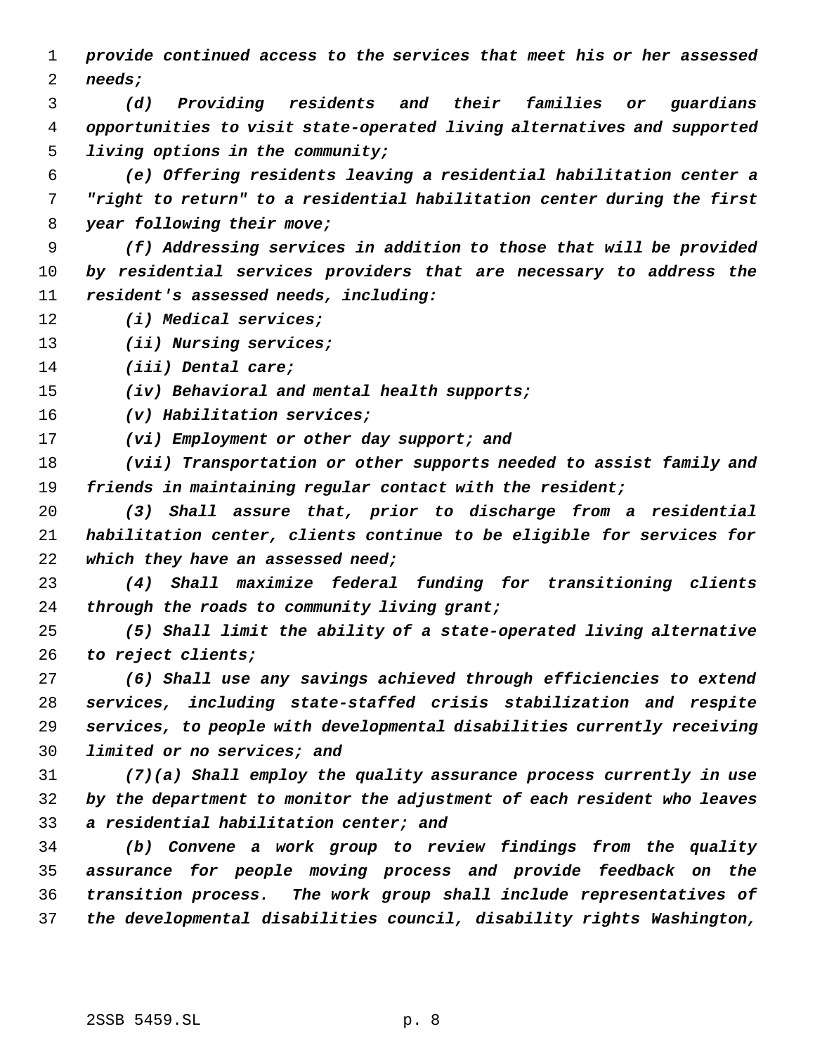*provide continued access to the services that meet his or her assessed needs;*

*(d) Providing residents and their families or guardians opportunities to visit state-operated living alternatives and supported living options in the community;*

*(e) Offering residents leaving a residential habilitation center a "right to return" to a residential habilitation center during the first year following their move;*

*(f) Addressing services in addition to those that will be provided by residential services providers that are necessary to address the resident's assessed needs, including:*

*(i) Medical services;*

*(ii) Nursing services;*

*(iii) Dental care;*

*(iv) Behavioral and mental health supports;*

*(v) Habilitation services;*

*(vi) Employment or other day support; and*

*(vii) Transportation or other supports needed to assist family and friends in maintaining regular contact with the resident;*

*(3) Shall assure that, prior to discharge from a residential habilitation center, clients continue to be eligible for services for which they have an assessed need;*

*(4) Shall maximize federal funding for transitioning clients through the roads to community living grant;*

*(5) Shall limit the ability of a state-operated living alternative to reject clients;*

*(6) Shall use any savings achieved through efficiencies to extend services, including state-staffed crisis stabilization and respite services, to people with developmental disabilities currently receiving limited or no services; and*

*(7)(a) Shall employ the quality assurance process currently in use by the department to monitor the adjustment of each resident who leaves a residential habilitation center; and*

*(b) Convene a work group to review findings from the quality assurance for people moving process and provide feedback on the transition process. The work group shall include representatives of the developmental disabilities council, disability rights Washington,*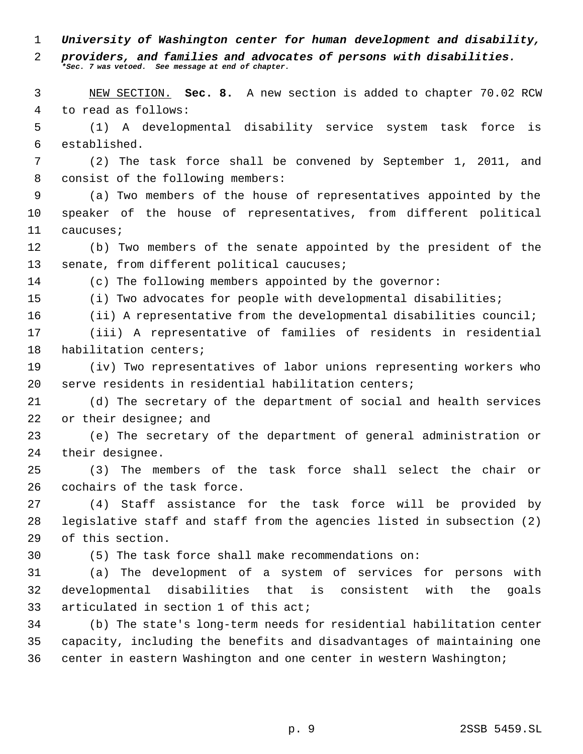***University of Washington center for human development and disability, providers, and families and advocates of persons with disabilities.***
*\*Sec. 7 was vetoed. See message at end of chapter.*

NEW SECTION. **Sec. 8.** A new section is added to chapter 70.02 RCW to read as follows:

(1) A developmental disability service system task force is established.

(2) The task force shall be convened by September 1, 2011, and consist of the following members:

(a) Two members of the house of representatives appointed by the speaker of the house of representatives, from different political caucuses;

(b) Two members of the senate appointed by the president of the senate, from different political caucuses;

(c) The following members appointed by the governor:

(i) Two advocates for people with developmental disabilities;

(ii) A representative from the developmental disabilities council;

(iii) A representative of families of residents in residential habilitation centers;

(iv) Two representatives of labor unions representing workers who serve residents in residential habilitation centers;

(d) The secretary of the department of social and health services or their designee; and

(e) The secretary of the department of general administration or their designee.

(3) The members of the task force shall select the chair or cochairs of the task force.

(4) Staff assistance for the task force will be provided by legislative staff and staff from the agencies listed in subsection (2) of this section.

(5) The task force shall make recommendations on:

(a) The development of a system of services for persons with developmental disabilities that is consistent with the goals articulated in section 1 of this act;

(b) The state's long-term needs for residential habilitation center capacity, including the benefits and disadvantages of maintaining one center in eastern Washington and one center in western Washington;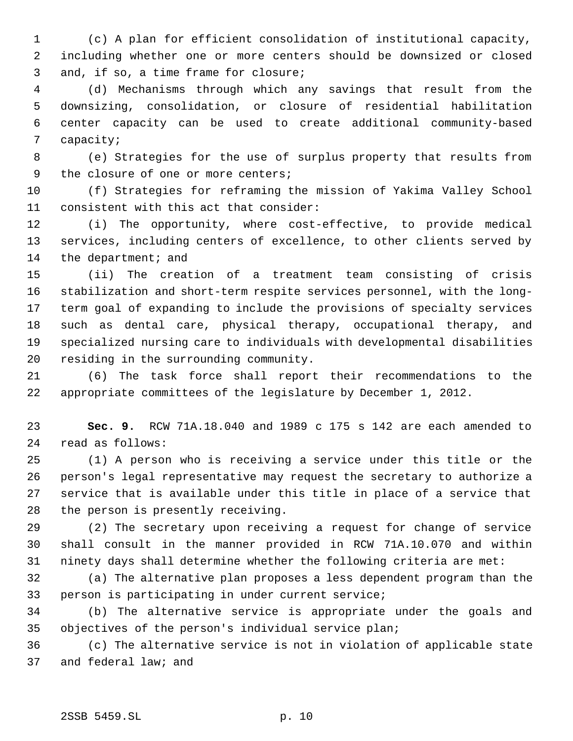(c) A plan for efficient consolidation of institutional capacity, including whether one or more centers should be downsized or closed and, if so, a time frame for closure;

(d) Mechanisms through which any savings that result from the downsizing, consolidation, or closure of residential habilitation center capacity can be used to create additional community-based capacity;

(e) Strategies for the use of surplus property that results from the closure of one or more centers;

(f) Strategies for reframing the mission of Yakima Valley School consistent with this act that consider:

(i) The opportunity, where cost-effective, to provide medical services, including centers of excellence, to other clients served by the department; and

(ii) The creation of a treatment team consisting of crisis stabilization and short-term respite services personnel, with the long-term goal of expanding to include the provisions of specialty services such as dental care, physical therapy, occupational therapy, and specialized nursing care to individuals with developmental disabilities residing in the surrounding community.

(6) The task force shall report their recommendations to the appropriate committees of the legislature by December 1, 2012.

**Sec. 9.** RCW 71A.18.040 and 1989 c 175 s 142 are each amended to read as follows:

(1) A person who is receiving a service under this title or the person's legal representative may request the secretary to authorize a service that is available under this title in place of a service that the person is presently receiving.

(2) The secretary upon receiving a request for change of service shall consult in the manner provided in RCW 71A.10.070 and within ninety days shall determine whether the following criteria are met:

(a) The alternative plan proposes a less dependent program than the person is participating in under current service;

(b) The alternative service is appropriate under the goals and objectives of the person's individual service plan;

(c) The alternative service is not in violation of applicable state and federal law; and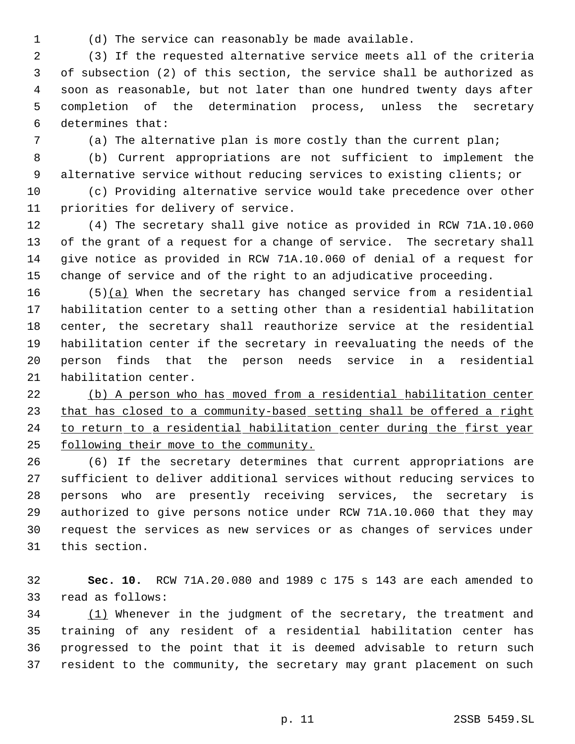(d) The service can reasonably be made available.

(3) If the requested alternative service meets all of the criteria of subsection (2) of this section, the service shall be authorized as soon as reasonable, but not later than one hundred twenty days after completion of the determination process, unless the secretary determines that:

(a) The alternative plan is more costly than the current plan;

(b) Current appropriations are not sufficient to implement the alternative service without reducing services to existing clients; or

(c) Providing alternative service would take precedence over other priorities for delivery of service.

(4) The secretary shall give notice as provided in RCW 71A.10.060 of the grant of a request for a change of service. The secretary shall give notice as provided in RCW 71A.10.060 of denial of a request for change of service and of the right to an adjudicative proceeding.

(5)<u>(a)</u> When the secretary has changed service from a residential habilitation center to a setting other than a residential habilitation center, the secretary shall reauthorize service at the residential habilitation center if the secretary in reevaluating the needs of the person finds that the person needs service in a residential habilitation center.

<u>(b) A person who has moved from a residential habilitation center that has closed to a community-based setting shall be offered a right to return to a residential habilitation center during the first year following their move to the community.</u>

(6) If the secretary determines that current appropriations are sufficient to deliver additional services without reducing services to persons who are presently receiving services, the secretary is authorized to give persons notice under RCW 71A.10.060 that they may request the services as new services or as changes of services under this section.

**Sec. 10.** RCW 71A.20.080 and 1989 c 175 s 143 are each amended to read as follows:

<u>(1)</u> Whenever in the judgment of the secretary, the treatment and training of any resident of a residential habilitation center has progressed to the point that it is deemed advisable to return such resident to the community, the secretary may grant placement on such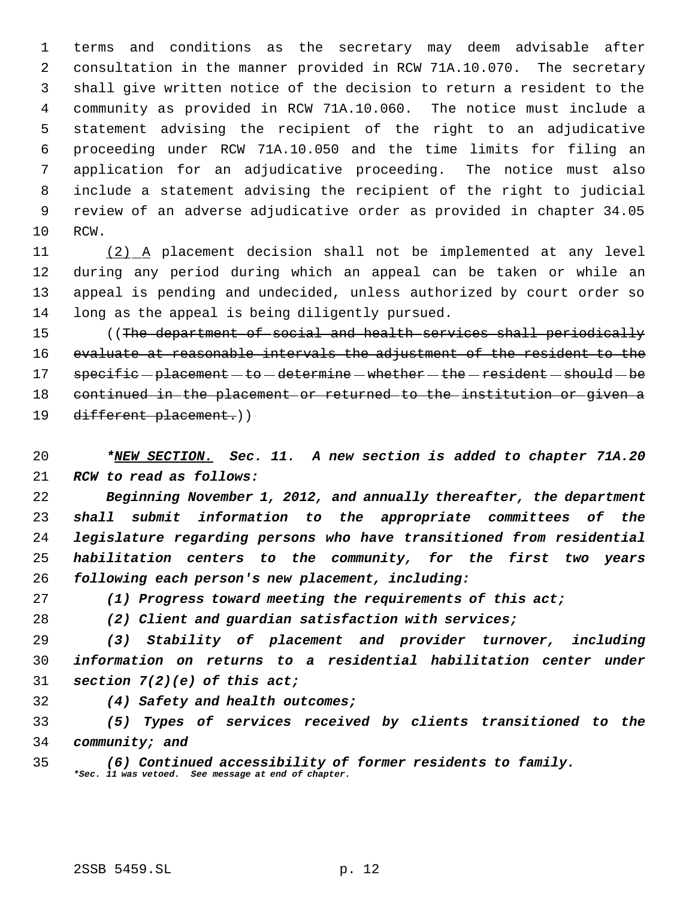terms and conditions as the secretary may deem advisable after consultation in the manner provided in RCW 71A.10.070. The secretary shall give written notice of the decision to return a resident to the community as provided in RCW 71A.10.060. The notice must include a statement advising the recipient of the right to an adjudicative proceeding under RCW 71A.10.050 and the time limits for filing an application for an adjudicative proceeding. The notice must also include a statement advising the recipient of the right to judicial review of an adverse adjudicative order as provided in chapter 34.05 RCW.

(2) A placement decision shall not be implemented at any level during any period during which an appeal can be taken or while an appeal is pending and undecided, unless authorized by court order so long as the appeal is being diligently pursued.

((~~The department of social and health services shall periodically evaluate at reasonable intervals the adjustment of the resident to the specific placement to determine whether the resident should be continued in the placement or returned to the institution or given a different placement.~~))

***NEW SECTION. Sec. 11. A new section is added to chapter 71A.20 RCW to read as follows:***

***Beginning November 1, 2012, and annually thereafter, the department shall submit information to the appropriate committees of the legislature regarding persons who have transitioned from residential habilitation centers to the community, for the first two years following each person's new placement, including:***

***(1) Progress toward meeting the requirements of this act;***

***(2) Client and guardian satisfaction with services;***

***(3) Stability of placement and provider turnover, including information on returns to a residential habilitation center under section 7(2)(e) of this act;***

***(4) Safety and health outcomes;***

***(5) Types of services received by clients transitioned to the community; and***

***(6) Continued accessibility of former residents to family.***

***\*Sec. 11 was vetoed. See message at end of chapter.***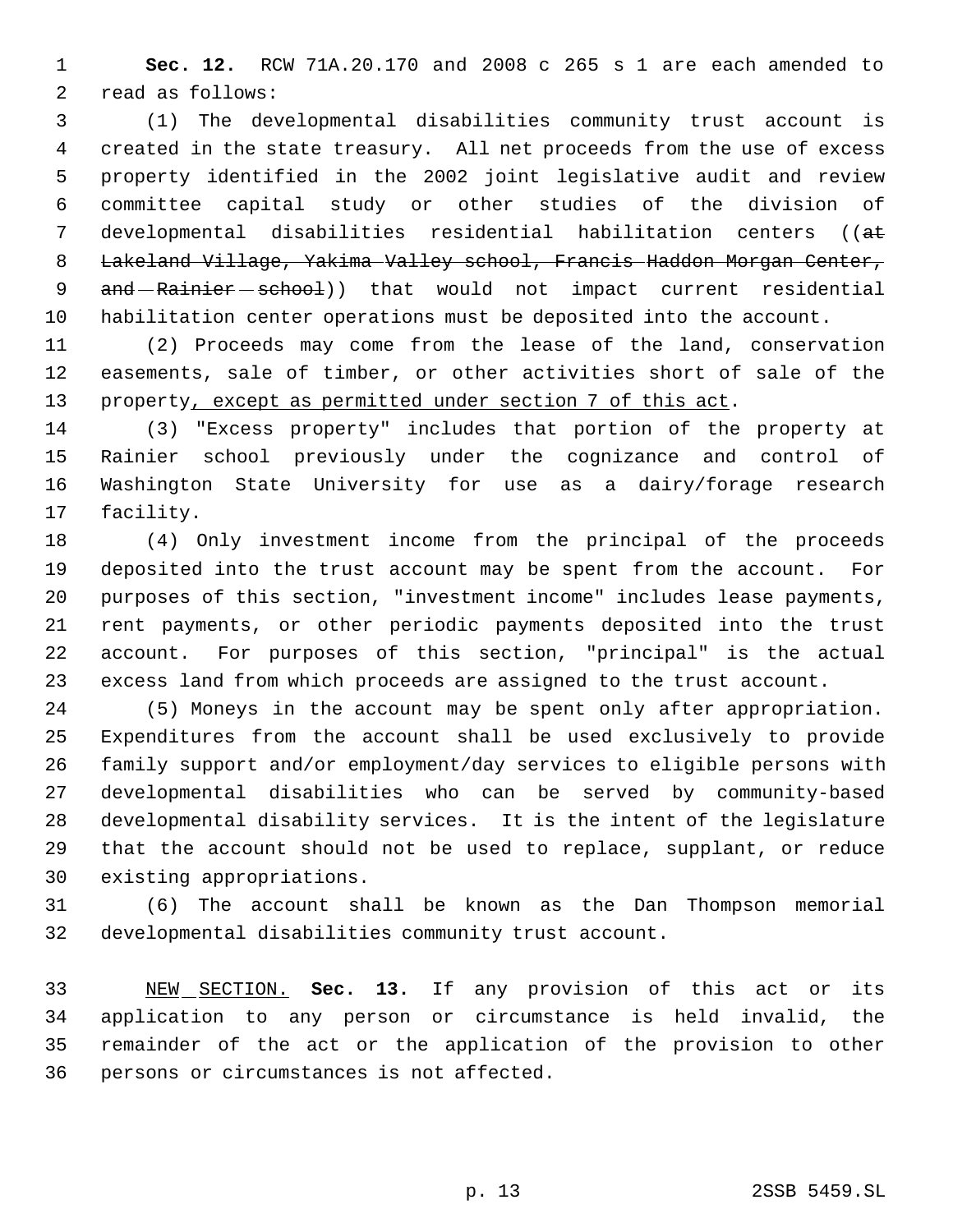**Sec. 12.** RCW 71A.20.170 and 2008 c 265 s 1 are each amended to read as follows:

(1) The developmental disabilities community trust account is created in the state treasury. All net proceeds from the use of excess property identified in the 2002 joint legislative audit and review committee capital study or other studies of the division of developmental disabilities residential habilitation centers ((~~at Lakeland Village, Yakima Valley school, Francis Haddon Morgan Center, and Rainier school~~)) that would not impact current residential habilitation center operations must be deposited into the account.

(2) Proceeds may come from the lease of the land, conservation easements, sale of timber, or other activities short of sale of the property, except as permitted under section 7 of this act.

(3) "Excess property" includes that portion of the property at Rainier school previously under the cognizance and control of Washington State University for use as a dairy/forage research facility.

(4) Only investment income from the principal of the proceeds deposited into the trust account may be spent from the account. For purposes of this section, "investment income" includes lease payments, rent payments, or other periodic payments deposited into the trust account. For purposes of this section, "principal" is the actual excess land from which proceeds are assigned to the trust account.

(5) Moneys in the account may be spent only after appropriation. Expenditures from the account shall be used exclusively to provide family support and/or employment/day services to eligible persons with developmental disabilities who can be served by community-based developmental disability services. It is the intent of the legislature that the account should not be used to replace, supplant, or reduce existing appropriations.

(6) The account shall be known as the Dan Thompson memorial developmental disabilities community trust account.

NEW SECTION. **Sec. 13.** If any provision of this act or its application to any person or circumstance is held invalid, the remainder of the act or the application of the provision to other persons or circumstances is not affected.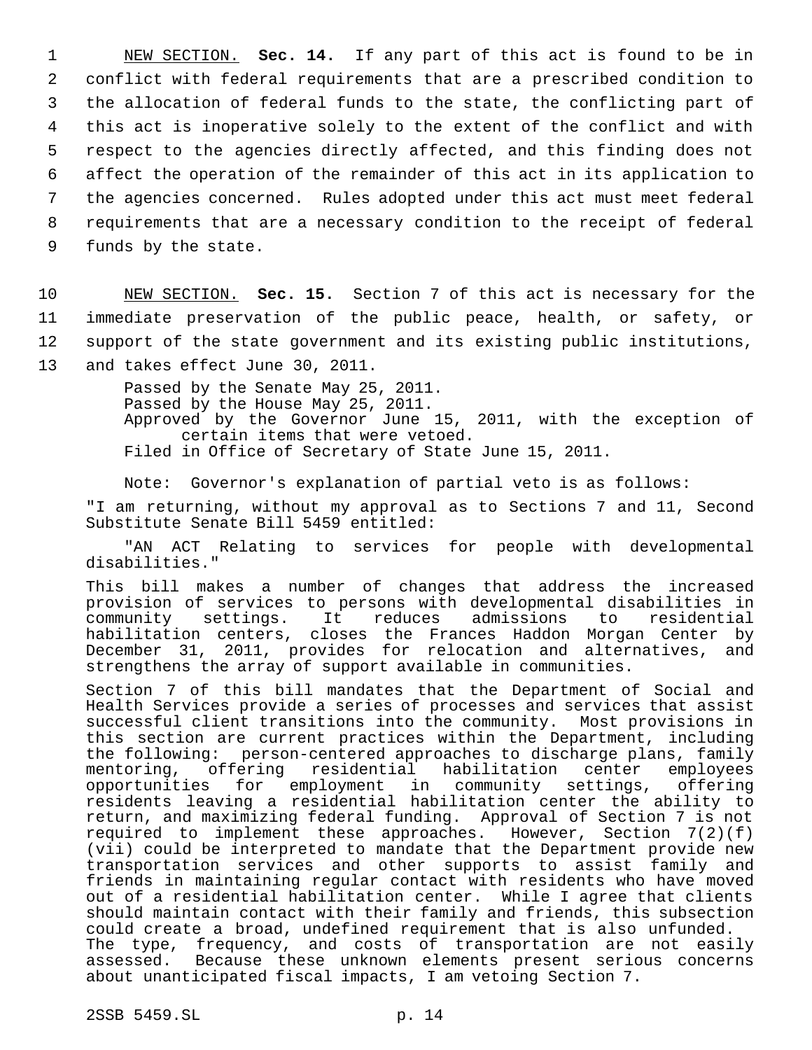NEW SECTION. **Sec. 14.** If any part of this act is found to be in conflict with federal requirements that are a prescribed condition to the allocation of federal funds to the state, the conflicting part of this act is inoperative solely to the extent of the conflict and with respect to the agencies directly affected, and this finding does not affect the operation of the remainder of this act in its application to the agencies concerned. Rules adopted under this act must meet federal requirements that are a necessary condition to the receipt of federal funds by the state.

NEW SECTION. **Sec. 15.** Section 7 of this act is necessary for the immediate preservation of the public peace, health, or safety, or support of the state government and its existing public institutions, and takes effect June 30, 2011.

Passed by the Senate May 25, 2011.
Passed by the House May 25, 2011.
Approved by the Governor June 15, 2011, with the exception of certain items that were vetoed.
Filed in Office of Secretary of State June 15, 2011.

Note: Governor's explanation of partial veto is as follows:

"I am returning, without my approval as to Sections 7 and 11, Second Substitute Senate Bill 5459 entitled:

"AN ACT Relating to services for people with developmental disabilities."

This bill makes a number of changes that address the increased provision of services to persons with developmental disabilities in community settings. It reduces admissions to residential habilitation centers, closes the Frances Haddon Morgan Center by December 31, 2011, provides for relocation and alternatives, and strengthens the array of support available in communities.

Section 7 of this bill mandates that the Department of Social and Health Services provide a series of processes and services that assist successful client transitions into the community. Most provisions in this section are current practices within the Department, including the following: person-centered approaches to discharge plans, family mentoring, offering residential habilitation center employees opportunities for employment in community settings, offering residents leaving a residential habilitation center the ability to return, and maximizing federal funding. Approval of Section 7 is not required to implement these approaches. However, Section 7(2)(f)(vii) could be interpreted to mandate that the Department provide new transportation services and other supports to assist family and friends in maintaining regular contact with residents who have moved out of a residential habilitation center. While I agree that clients should maintain contact with their family and friends, this subsection could create a broad, undefined requirement that is also unfunded. The type, frequency, and costs of transportation are not easily assessed. Because these unknown elements present serious concerns about unanticipated fiscal impacts, I am vetoing Section 7.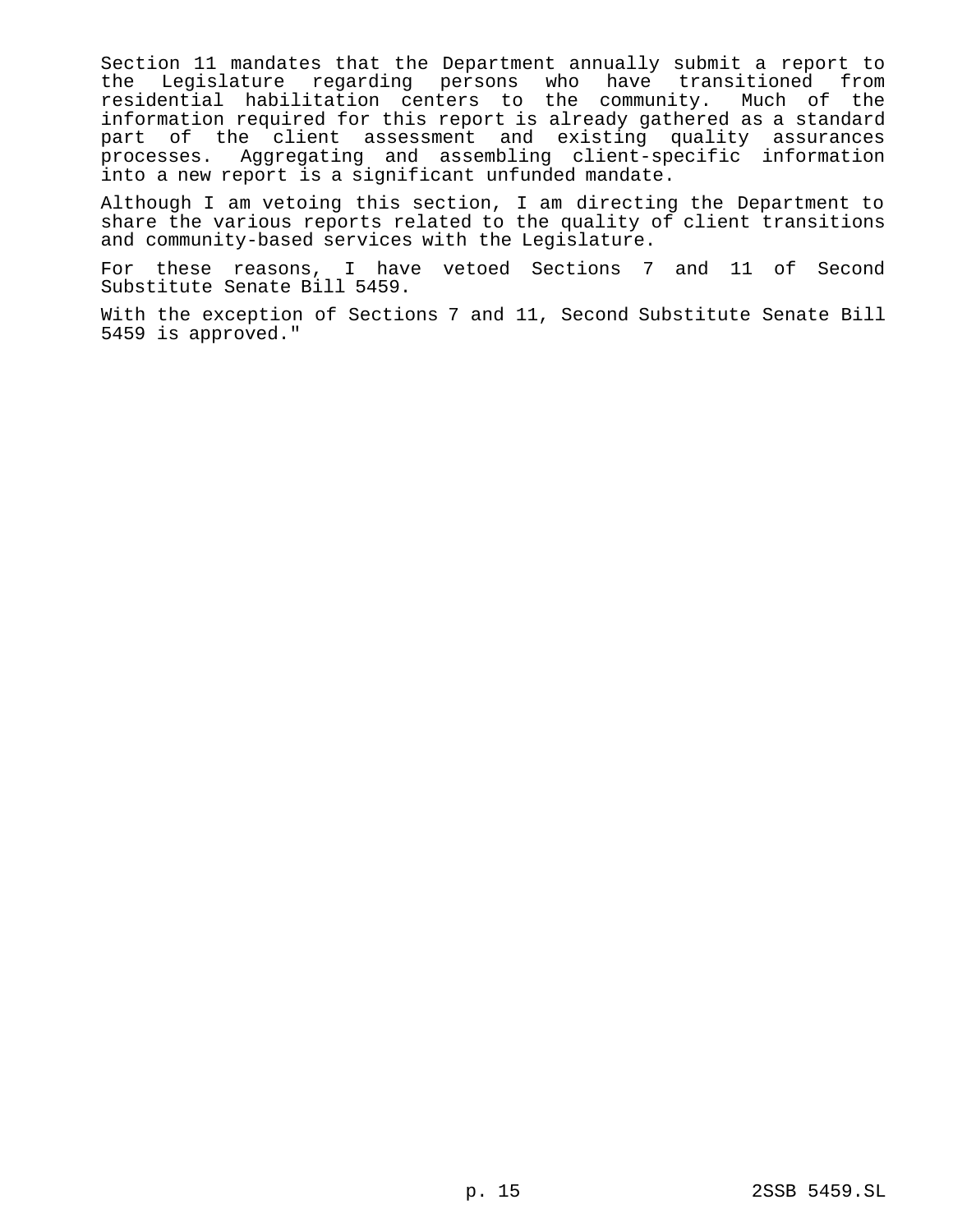Section 11 mandates that the Department annually submit a report to the Legislature regarding persons who have transitioned from residential habilitation centers to the community. Much of the information required for this report is already gathered as a standard part of the client assessment and existing quality assurances processes. Aggregating and assembling client-specific information into a new report is a significant unfunded mandate.

Although I am vetoing this section, I am directing the Department to share the various reports related to the quality of client transitions and community-based services with the Legislature.

For these reasons, I have vetoed Sections 7 and 11 of Second Substitute Senate Bill 5459.

With the exception of Sections 7 and 11, Second Substitute Senate Bill 5459 is approved."